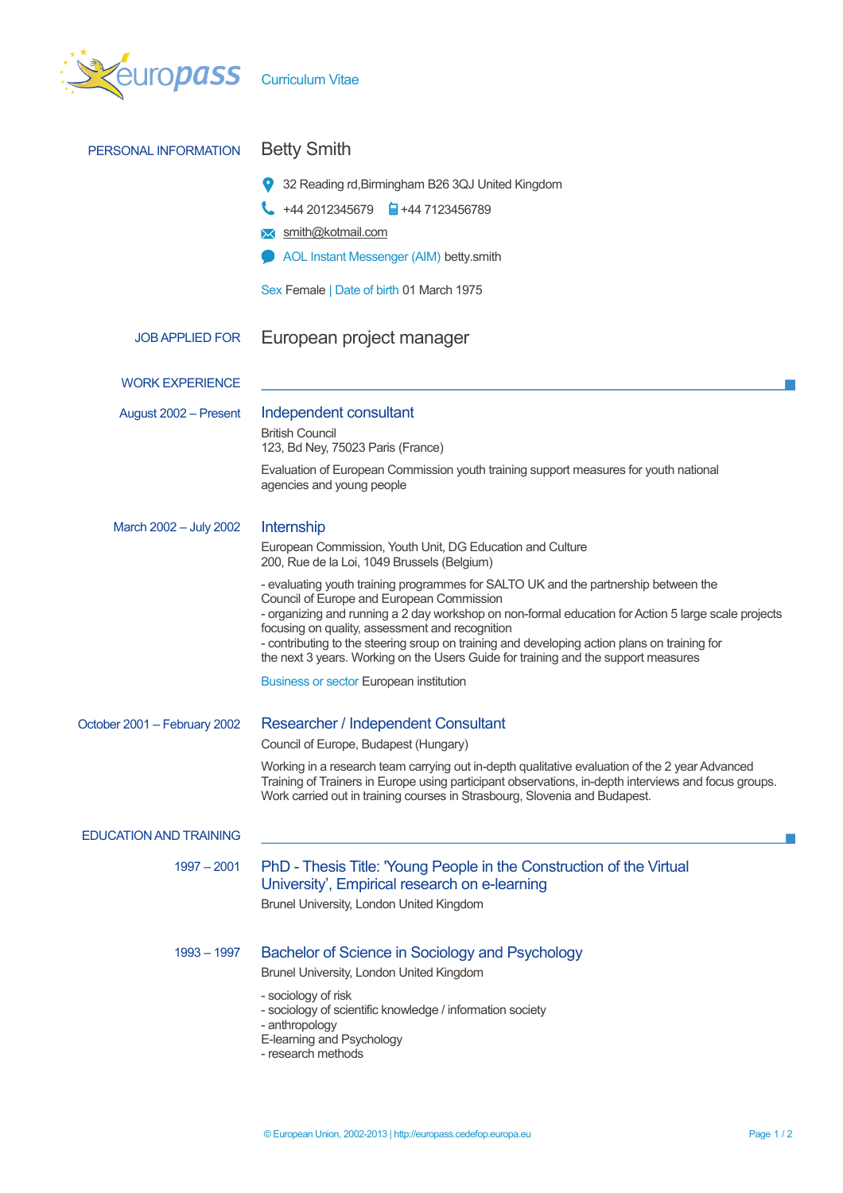europass Curriculum Vitae

## PERSONAL INFORMATION

# Betty Smith

32 Reading rd,Birmingham B26 3QJ United Kingdom

+44 2012345679 +44 7123456789

smith@kotmail.com

AOL Instant Messenger (AIM) betty.smith

Sex Female | Date of birth 01 March 1975

## JOB APPLIED FOR

European project manager

## WORK EXPERIENCE

**August 2002 – Present**

### Independent consultant

British Council
123, Bd Ney, 75023 Paris (France)

Evaluation of European Commission youth training support measures for youth national agencies and young people

**March 2002 – July 2002**

### Internship

European Commission, Youth Unit, DG Education and Culture
200, Rue de la Loi, 1049 Brussels (Belgium)

- evaluating youth training programmes for SALTO UK and the partnership between the Council of Europe and European Commission
- organizing and running a 2 day workshop on non-formal education for Action 5 large scale projects focusing on quality, assessment and recognition
- contributing to the steering sroup on training and developing action plans on training for the next 3 years. Working on the Users Guide for training and the support measures

Business or sector European institution

**October 2001 – February 2002**

### Researcher / Independent Consultant

Council of Europe, Budapest (Hungary)

Working in a research team carrying out in-depth qualitative evaluation of the 2 year Advanced Training of Trainers in Europe using participant observations, in-depth interviews and focus groups. Work carried out in training courses in Strasbourg, Slovenia and Budapest.

## EDUCATION AND TRAINING

**1997 – 2001**

### PhD - Thesis Title: 'Young People in the Construction of the Virtual University', Empirical research on e-learning

Brunel University, London United Kingdom

**1993 – 1997**

### Bachelor of Science in Sociology and Psychology

Brunel University, London United Kingdom

- sociology of risk
- sociology of scientific knowledge / information society
- anthropology
E-learning and Psychology
- research methods

© European Union, 2002-2013 | http://europass.cedefop.europa.eu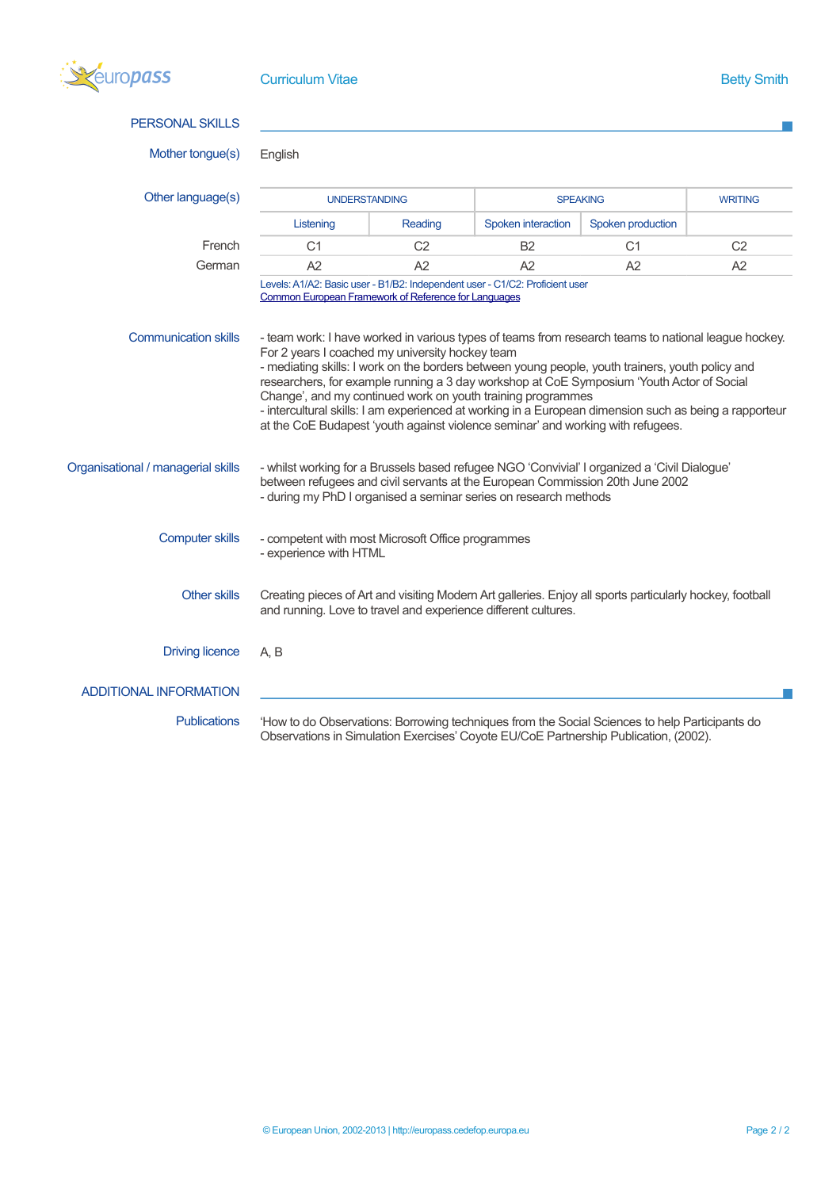## PERSONAL SKILLS

**Mother tongue(s)** English

**Other language(s)**

| | UNDERSTANDING | | SPEAKING | | WRITING |
|---|---|---|---|---|---|
| | Listening | Reading | Spoken interaction | Spoken production | |
| French | C1 | C2 | B2 | C1 | C2 |
| German | A2 | A2 | A2 | A2 | A2 |

Levels: A1/A2: Basic user - B1/B2: Independent user - C1/C2: Proficient user
Common European Framework of Reference for Languages

**Communication skills**

- team work: I have worked in various types of teams from research teams to national league hockey. For 2 years I coached my university hockey team
- mediating skills: I work on the borders between young people, youth trainers, youth policy and researchers, for example running a 3 day workshop at CoE Symposium 'Youth Actor of Social Change', and my continued work on youth training programmes
- intercultural skills: I am experienced at working in a European dimension such as being a rapporteur at the CoE Budapest 'youth against violence seminar' and working with refugees.

**Organisational / managerial skills**

- whilst working for a Brussels based refugee NGO 'Convivial' I organized a 'Civil Dialogue' between refugees and civil servants at the European Commission 20th June 2002
- during my PhD I organised a seminar series on research methods

**Computer skills**

- competent with most Microsoft Office programmes
- experience with HTML

**Other skills**

Creating pieces of Art and visiting Modern Art galleries. Enjoy all sports particularly hockey, football and running. Love to travel and experience different cultures.

**Driving licence** A, B

## ADDITIONAL INFORMATION

**Publications**

'How to do Observations: Borrowing techniques from the Social Sciences to help Participants do Observations in Simulation Exercises' Coyote EU/CoE Partnership Publication, (2002).